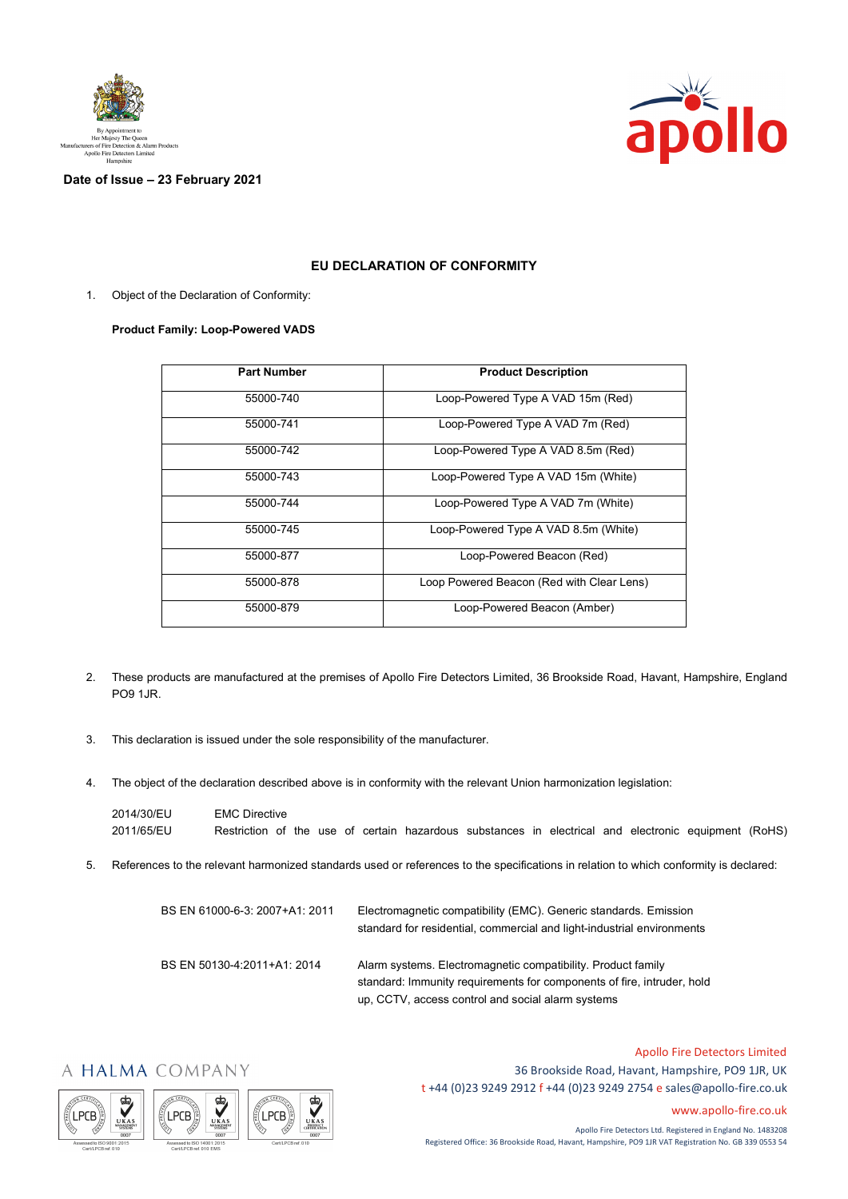By Appointment to
Her Majesty The Queen
Manufacturers of Fire Detection & Alarm Products
Apollo Fire Detectors Limited
Hampshire

**Date of Issue – 23 February 2021**

## EU DECLARATION OF CONFORMITY

1. Object of the Declaration of Conformity:

**Product Family: Loop-Powered VADS**

| Part Number | Product Description |
|---|---|
| 55000-740 | Loop-Powered Type A VAD 15m (Red) |
| 55000-741 | Loop-Powered Type A VAD 7m (Red) |
| 55000-742 | Loop-Powered Type A VAD 8.5m (Red) |
| 55000-743 | Loop-Powered Type A VAD 15m (White) |
| 55000-744 | Loop-Powered Type A VAD 7m (White) |
| 55000-745 | Loop-Powered Type A VAD 8.5m (White) |
| 55000-877 | Loop-Powered Beacon (Red) |
| 55000-878 | Loop Powered Beacon (Red with Clear Lens) |
| 55000-879 | Loop-Powered Beacon (Amber) |

2. These products are manufactured at the premises of Apollo Fire Detectors Limited, 36 Brookside Road, Havant, Hampshire, England PO9 1JR.

3. This declaration is issued under the sole responsibility of the manufacturer.

4. The object of the declaration described above is in conformity with the relevant Union harmonization legislation:

| | |
|---|---|
| 2014/30/EU | EMC Directive |
| 2011/65/EU | Restriction of the use of certain hazardous substances in electrical and electronic equipment (RoHS) |

5. References to the relevant harmonized standards used or references to the specifications in relation to which conformity is declared:

| | |
|---|---|
| BS EN 61000-6-3: 2007+A1: 2011 | Electromagnetic compatibility (EMC). Generic standards. Emission standard for residential, commercial and light-industrial environments |
| BS EN 50130-4:2011+A1: 2014 | Alarm systems. Electromagnetic compatibility. Product family standard: Immunity requirements for components of fire, intruder, hold up, CCTV, access control and social alarm systems |

A HALMA COMPANY

Apollo Fire Detectors Limited
36 Brookside Road, Havant, Hampshire, PO9 1JR, UK
t +44 (0)23 9249 2912 f +44 (0)23 9249 2754 e sales@apollo-fire.co.uk
www.apollo-fire.co.uk

Apollo Fire Detectors Ltd. Registered in England No. 1483208
Registered Office: 36 Brookside Road, Havant, Hampshire, PO9 1JR VAT Registration No. GB 339 0553 54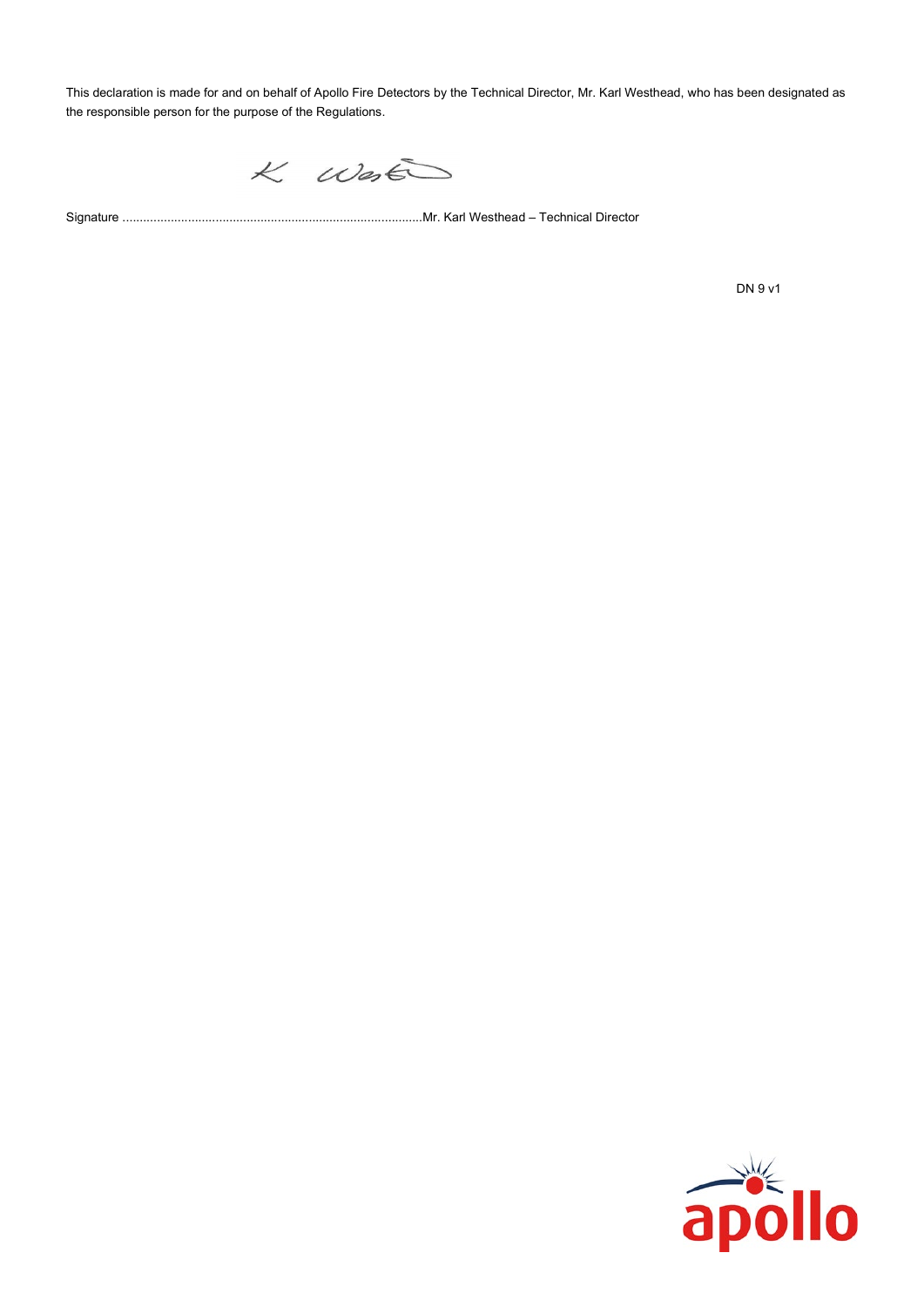This declaration is made for and on behalf of Apollo Fire Detectors by the Technical Director, Mr. Karl Westhead, who has been designated as the responsible person for the purpose of the Regulations.

Signature ......................................................................................Mr. Karl Westhead – Technical Director

DN 9 v1